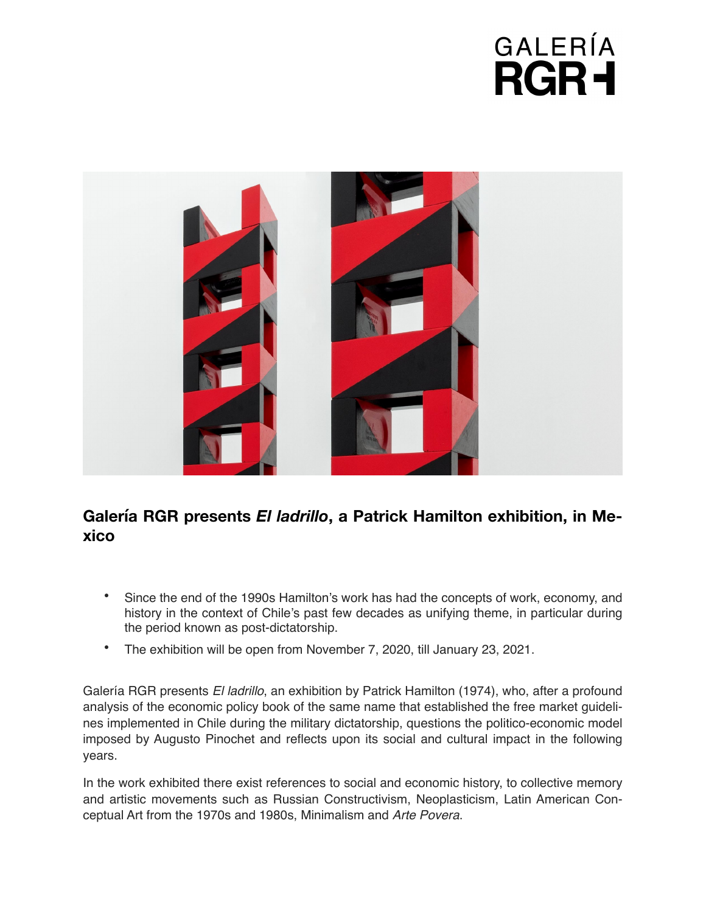# Galería RGR presents *El ladrillo*, a Patrick Hamilton exhibition, in Mexico

- Since the end of the 1990s Hamilton's work has had the concepts of work, economy, and history in the context of Chile's past few decades as unifying theme, in particular during the period known as post-dictatorship.
- The exhibition will be open from November 7, 2020, till January 23, 2021.

Galería RGR presents *El ladrillo*, an exhibition by Patrick Hamilton (1974), who, after a profound analysis of the economic policy book of the same name that established the free market guidelines implemented in Chile during the military dictatorship, questions the politico-economic model imposed by Augusto Pinochet and reflects upon its social and cultural impact in the following years.

In the work exhibited there exist references to social and economic history, to collective memory and artistic movements such as Russian Constructivism, Neoplasticism, Latin American Conceptual Art from the 1970s and 1980s, Minimalism and *Arte Povera*.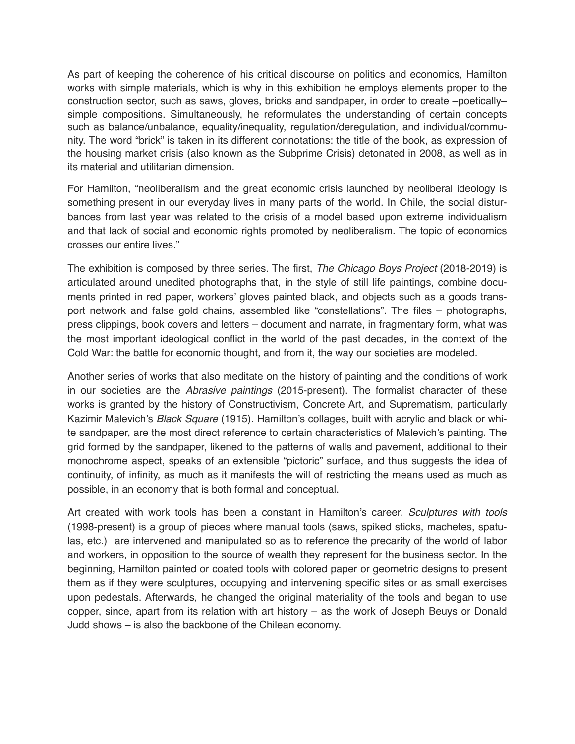As part of keeping the coherence of his critical discourse on politics and economics, Hamilton works with simple materials, which is why in this exhibition he employs elements proper to the construction sector, such as saws, gloves, bricks and sandpaper, in order to create –poetically– simple compositions. Simultaneously, he reformulates the understanding of certain concepts such as balance/unbalance, equality/inequality, regulation/deregulation, and individual/community. The word "brick" is taken in its different connotations: the title of the book, as expression of the housing market crisis (also known as the Subprime Crisis) detonated in 2008, as well as in its material and utilitarian dimension.

For Hamilton, "neoliberalism and the great economic crisis launched by neoliberal ideology is something present in our everyday lives in many parts of the world. In Chile, the social disturbances from last year was related to the crisis of a model based upon extreme individualism and that lack of social and economic rights promoted by neoliberalism. The topic of economics crosses our entire lives."

The exhibition is composed by three series. The first, *The Chicago Boys Project* (2018-2019) is articulated around unedited photographs that, in the style of still life paintings, combine documents printed in red paper, workers' gloves painted black, and objects such as a goods transport network and false gold chains, assembled like "constellations". The files – photographs, press clippings, book covers and letters – document and narrate, in fragmentary form, what was the most important ideological conflict in the world of the past decades, in the context of the Cold War: the battle for economic thought, and from it, the way our societies are modeled.

Another series of works that also meditate on the history of painting and the conditions of work in our societies are the *Abrasive paintings* (2015-present). The formalist character of these works is granted by the history of Constructivism, Concrete Art, and Suprematism, particularly Kazimir Malevich's *Black Square* (1915). Hamilton's collages, built with acrylic and black or white sandpaper, are the most direct reference to certain characteristics of Malevich's painting. The grid formed by the sandpaper, likened to the patterns of walls and pavement, additional to their monochrome aspect, speaks of an extensible "pictoric" surface, and thus suggests the idea of continuity, of infinity, as much as it manifests the will of restricting the means used as much as possible, in an economy that is both formal and conceptual.

Art created with work tools has been a constant in Hamilton's career. *Sculptures with tools* (1998-present) is a group of pieces where manual tools (saws, spiked sticks, machetes, spatulas, etc.) are intervened and manipulated so as to reference the precarity of the world of labor and workers, in opposition to the source of wealth they represent for the business sector. In the beginning, Hamilton painted or coated tools with colored paper or geometric designs to present them as if they were sculptures, occupying and intervening specific sites or as small exercises upon pedestals. Afterwards, he changed the original materiality of the tools and began to use copper, since, apart from its relation with art history – as the work of Joseph Beuys or Donald Judd shows – is also the backbone of the Chilean economy.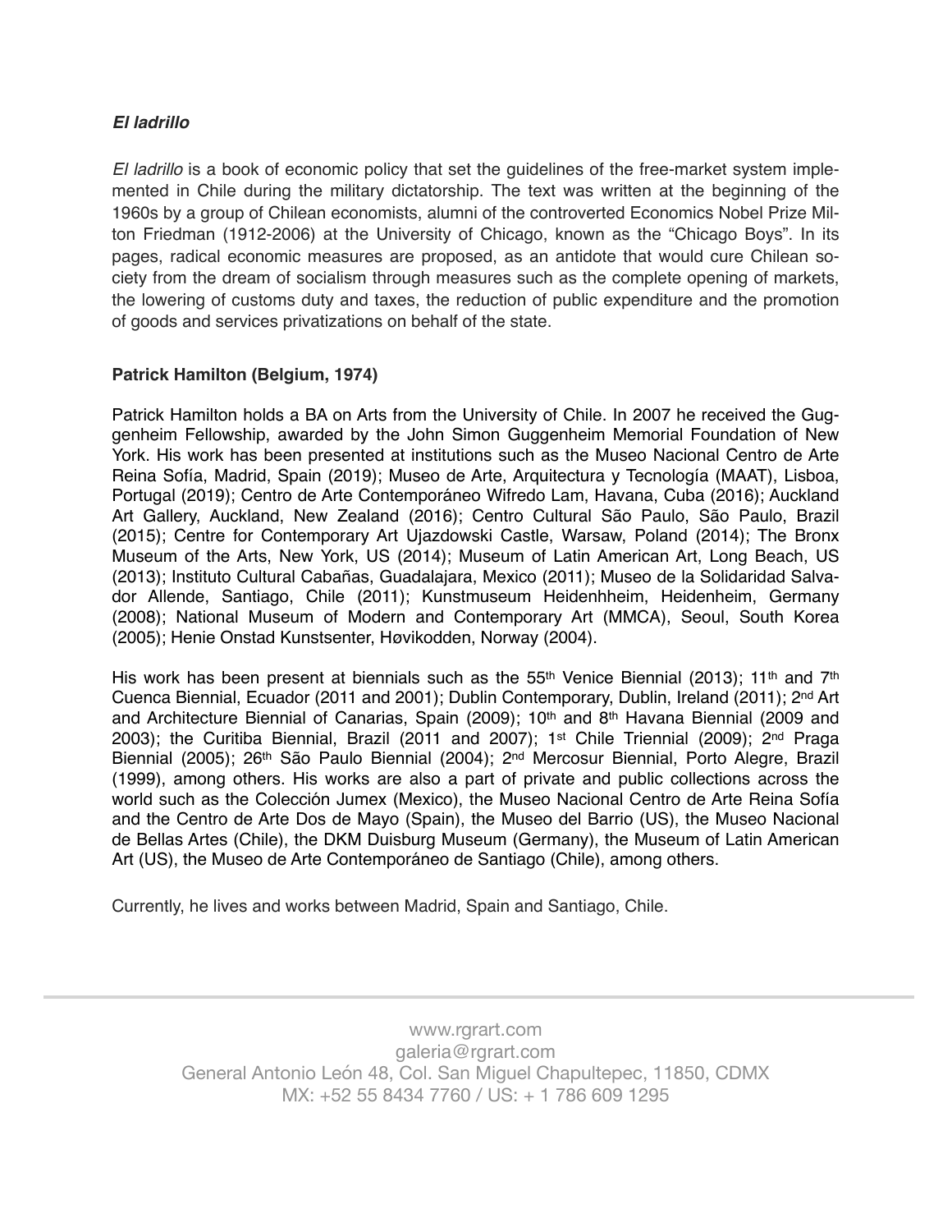***El ladrillo***

*El ladrillo* is a book of economic policy that set the guidelines of the free-market system implemented in Chile during the military dictatorship. The text was written at the beginning of the 1960s by a group of Chilean economists, alumni of the controverted Economics Nobel Prize Milton Friedman (1912-2006) at the University of Chicago, known as the "Chicago Boys". In its pages, radical economic measures are proposed, as an antidote that would cure Chilean society from the dream of socialism through measures such as the complete opening of markets, the lowering of customs duty and taxes, the reduction of public expenditure and the promotion of goods and services privatizations on behalf of the state.

**Patrick Hamilton (Belgium, 1974)**

Patrick Hamilton holds a BA on Arts from the University of Chile. In 2007 he received the Guggenheim Fellowship, awarded by the John Simon Guggenheim Memorial Foundation of New York. His work has been presented at institutions such as the Museo Nacional Centro de Arte Reina Sofía, Madrid, Spain (2019); Museo de Arte, Arquitectura y Tecnología (MAAT), Lisboa, Portugal (2019); Centro de Arte Contemporáneo Wifredo Lam, Havana, Cuba (2016); Auckland Art Gallery, Auckland, New Zealand (2016); Centro Cultural São Paulo, São Paulo, Brazil (2015); Centre for Contemporary Art Ujazdowski Castle, Warsaw, Poland (2014); The Bronx Museum of the Arts, New York, US (2014); Museum of Latin American Art, Long Beach, US (2013); Instituto Cultural Cabañas, Guadalajara, Mexico (2011); Museo de la Solidaridad Salvador Allende, Santiago, Chile (2011); Kunstmuseum Heidenhheim, Heidenheim, Germany (2008); National Museum of Modern and Contemporary Art (MMCA), Seoul, South Korea (2005); Henie Onstad Kunstsenter, Høvikodden, Norway (2004).

His work has been present at biennials such as the 55th Venice Biennial (2013); 11th and 7th Cuenca Biennial, Ecuador (2011 and 2001); Dublin Contemporary, Dublin, Ireland (2011); 2nd Art and Architecture Biennial of Canarias, Spain (2009); 10th and 8th Havana Biennial (2009 and 2003); the Curitiba Biennial, Brazil (2011 and 2007); 1st Chile Triennial (2009); 2nd Praga Biennial (2005); 26th São Paulo Biennial (2004); 2nd Mercosur Biennial, Porto Alegre, Brazil (1999), among others. His works are also a part of private and public collections across the world such as the Colección Jumex (Mexico), the Museo Nacional Centro de Arte Reina Sofía and the Centro de Arte Dos de Mayo (Spain), the Museo del Barrio (US), the Museo Nacional de Bellas Artes (Chile), the DKM Duisburg Museum (Germany), the Museum of Latin American Art (US), the Museo de Arte Contemporáneo de Santiago (Chile), among others.

Currently, he lives and works between Madrid, Spain and Santiago, Chile.

www.rgrart.com
galeria@rgrart.com
General Antonio León 48, Col. San Miguel Chapultepec, 11850, CDMX
MX: +52 55 8434 7760 / US: + 1 786 609 1295